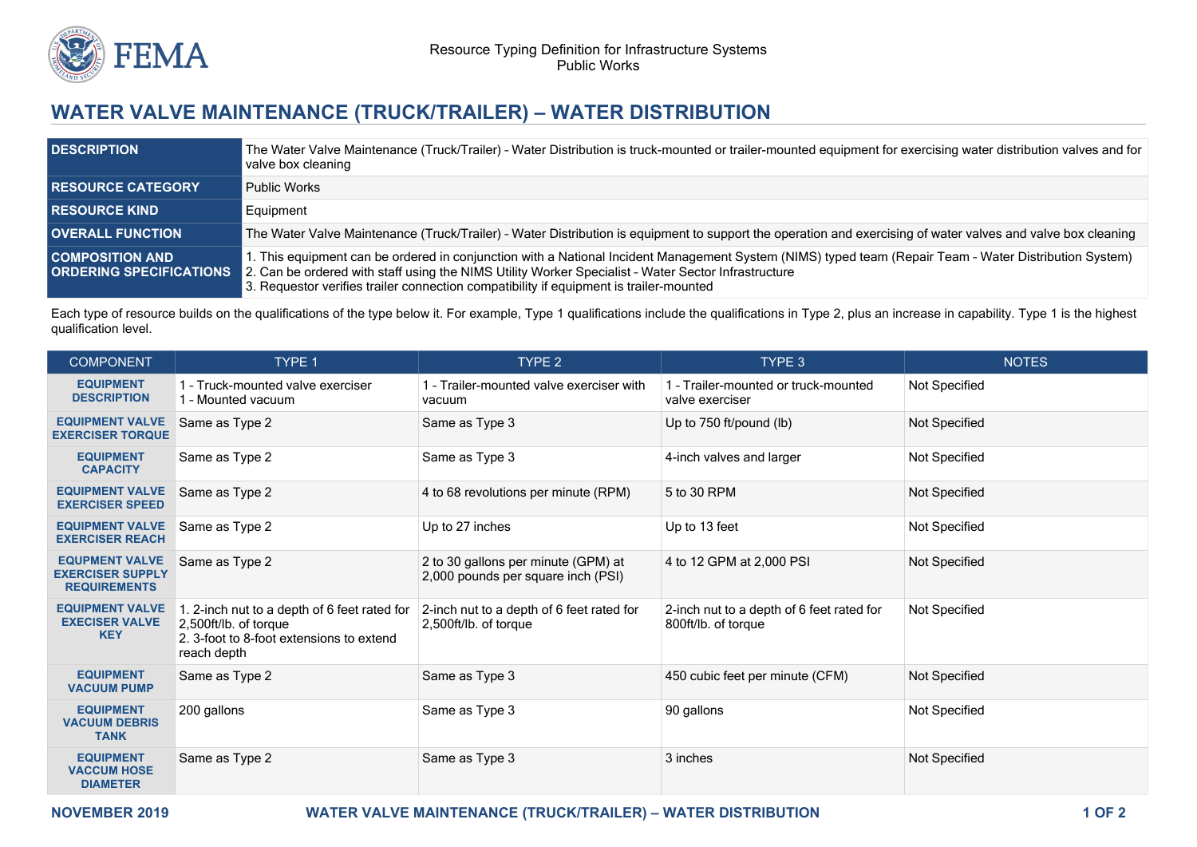# WATER VALVE MAINTENANCE (TRUCK/TRAILER) – WATER DISTRIBUTION

| | |
|---|---|
| **DESCRIPTION** | The Water Valve Maintenance (Truck/Trailer) - Water Distribution is truck-mounted or trailer-mounted equipment for exercising water distribution valves and for valve box cleaning |
| **RESOURCE CATEGORY** | Public Works |
| **RESOURCE KIND** | Equipment |
| **OVERALL FUNCTION** | The Water Valve Maintenance (Truck/Trailer) - Water Distribution is equipment to support the operation and exercising of water valves and valve box cleaning |
| **COMPOSITION AND ORDERING SPECIFICATIONS** | 1. This equipment can be ordered in conjunction with a National Incident Management System (NIMS) typed team (Repair Team - Water Distribution System)<br>2. Can be ordered with staff using the NIMS Utility Worker Specialist - Water Sector Infrastructure<br>3. Requestor verifies trailer connection compatibility if equipment is trailer-mounted |

Each type of resource builds on the qualifications of the type below it. For example, Type 1 qualifications include the qualifications in Type 2, plus an increase in capability. Type 1 is the highest qualification level.

| COMPONENT | TYPE 1 | TYPE 2 | TYPE 3 | NOTES |
|---|---|---|---|---|
| **EQUIPMENT DESCRIPTION** | 1 - Truck-mounted valve exerciser<br>1 - Mounted vacuum | 1 - Trailer-mounted valve exerciser with vacuum | 1 - Trailer-mounted or truck-mounted valve exerciser | Not Specified |
| **EQUIPMENT VALVE EXERCISER TORQUE** | Same as Type 2 | Same as Type 3 | Up to 750 ft/pound (lb) | Not Specified |
| **EQUIPMENT CAPACITY** | Same as Type 2 | Same as Type 3 | 4-inch valves and larger | Not Specified |
| **EQUIPMENT VALVE EXERCISER SPEED** | Same as Type 2 | 4 to 68 revolutions per minute (RPM) | 5 to 30 RPM | Not Specified |
| **EQUIPMENT VALVE EXERCISER REACH** | Same as Type 2 | Up to 27 inches | Up to 13 feet | Not Specified |
| **EQUPMENT VALVE EXERCISER SUPPLY REQUIREMENTS** | Same as Type 2 | 2 to 30 gallons per minute (GPM) at 2,000 pounds per square inch (PSI) | 4 to 12 GPM at 2,000 PSI | Not Specified |
| **EQUIPMENT VALVE EXECISER VALVE KEY** | 1. 2-inch nut to a depth of 6 feet rated for 2,500ft/lb. of torque<br>2. 3-foot to 8-foot extensions to extend reach depth | 2-inch nut to a depth of 6 feet rated for 2,500ft/lb. of torque | 2-inch nut to a depth of 6 feet rated for 800ft/lb. of torque | Not Specified |
| **EQUIPMENT VACUUM PUMP** | Same as Type 2 | Same as Type 3 | 450 cubic feet per minute (CFM) | Not Specified |
| **EQUIPMENT VACUUM DEBRIS TANK** | 200 gallons | Same as Type 3 | 90 gallons | Not Specified |
| **EQUIPMENT VACCUM HOSE DIAMETER** | Same as Type 2 | Same as Type 3 | 3 inches | Not Specified |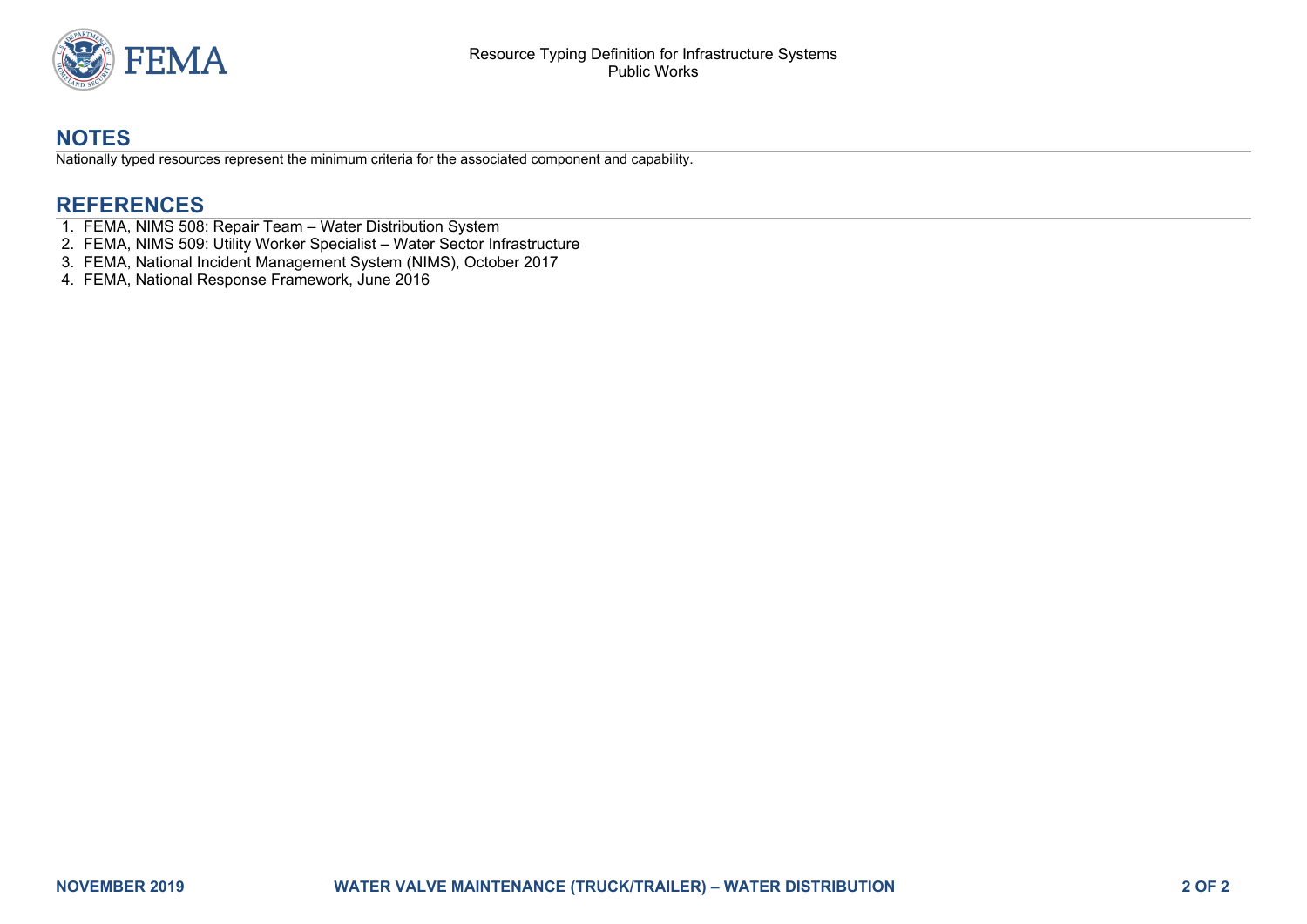## NOTES

Nationally typed resources represent the minimum criteria for the associated component and capability.

## REFERENCES

1. FEMA, NIMS 508: Repair Team – Water Distribution System
2. FEMA, NIMS 509: Utility Worker Specialist – Water Sector Infrastructure
3. FEMA, National Incident Management System (NIMS), October 2017
4. FEMA, National Response Framework, June 2016